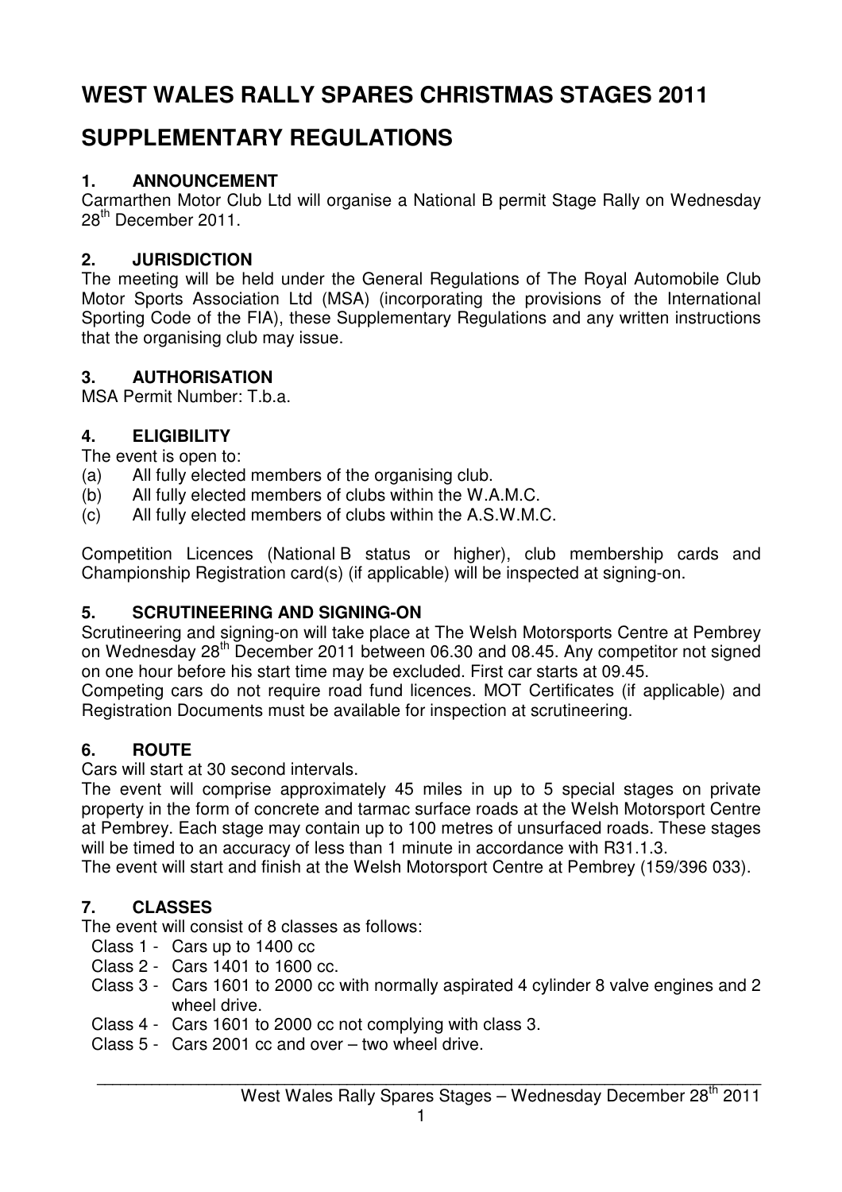# WEST WALES RALLY SPARES CHRISTMAS STAGES 2011

# SUPPLEMENTARY REGULATIONS

### 1. ANNOUNCEMENT

Carmarthen Motor Club Ltd will organise a National B permit Stage Rally on Wednesday 28th December 2011.

### 2. JURISDICTION

The meeting will be held under the General Regulations of The Royal Automobile Club Motor Sports Association Ltd (MSA) (incorporating the provisions of the International Sporting Code of the FIA), these Supplementary Regulations and any written instructions that the organising club may issue.

### 3. AUTHORISATION

MSA Permit Number: T.b.a.

### 4. ELIGIBILITY

The event is open to:

(a) All fully elected members of the organising club.
(b) All fully elected members of clubs within the W.A.M.C.
(c) All fully elected members of clubs within the A.S.W.M.C.

Competition Licences (National B status or higher), club membership cards and Championship Registration card(s) (if applicable) will be inspected at signing-on.

### 5. SCRUTINEERING AND SIGNING-ON

Scrutineering and signing-on will take place at The Welsh Motorsports Centre at Pembrey on Wednesday 28th December 2011 between 06.30 and 08.45. Any competitor not signed on one hour before his start time may be excluded. First car starts at 09.45.

Competing cars do not require road fund licences. MOT Certificates (if applicable) and Registration Documents must be available for inspection at scrutineering.

### 6. ROUTE

Cars will start at 30 second intervals.

The event will comprise approximately 45 miles in up to 5 special stages on private property in the form of concrete and tarmac surface roads at the Welsh Motorsport Centre at Pembrey. Each stage may contain up to 100 metres of unsurfaced roads. These stages will be timed to an accuracy of less than 1 minute in accordance with R31.1.3.

The event will start and finish at the Welsh Motorsport Centre at Pembrey (159/396 033).

### 7. CLASSES

The event will consist of 8 classes as follows:

- Class 1 - Cars up to 1400 cc
- Class 2 - Cars 1401 to 1600 cc.
- Class 3 - Cars 1601 to 2000 cc with normally aspirated 4 cylinder 8 valve engines and 2 wheel drive.
- Class 4 - Cars 1601 to 2000 cc not complying with class 3.
- Class 5 - Cars 2001 cc and over – two wheel drive.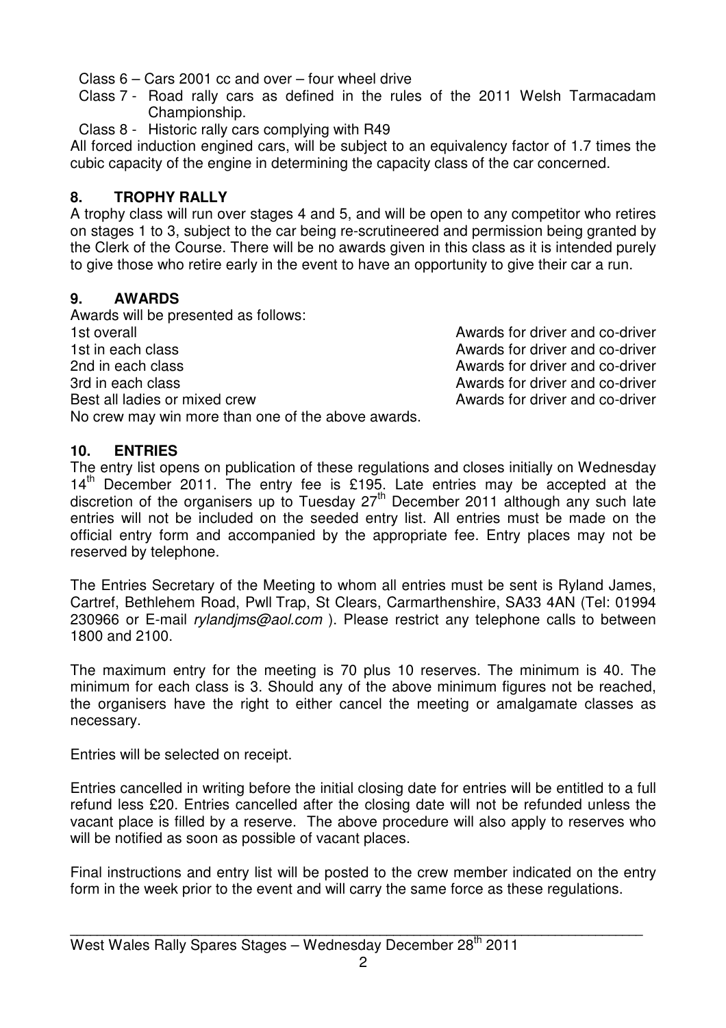Class 6 – Cars 2001 cc and over – four wheel drive
Class 7 - Road rally cars as defined in the rules of the 2011 Welsh Tarmacadam Championship.
Class 8 - Historic rally cars complying with R49

All forced induction engined cars, will be subject to an equivalency factor of 1.7 times the cubic capacity of the engine in determining the capacity class of the car concerned.

## 8. TROPHY RALLY

A trophy class will run over stages 4 and 5, and will be open to any competitor who retires on stages 1 to 3, subject to the car being re-scrutineered and permission being granted by the Clerk of the Course. There will be no awards given in this class as it is intended purely to give those who retire early in the event to have an opportunity to give their car a run.

## 9. AWARDS

Awards will be presented as follows:

| | |
|---|---|
| 1st overall | Awards for driver and co-driver |
| 1st in each class | Awards for driver and co-driver |
| 2nd in each class | Awards for driver and co-driver |
| 3rd in each class | Awards for driver and co-driver |
| Best all ladies or mixed crew | Awards for driver and co-driver |

No crew may win more than one of the above awards.

## 10. ENTRIES

The entry list opens on publication of these regulations and closes initially on Wednesday 14th December 2011. The entry fee is £195. Late entries may be accepted at the discretion of the organisers up to Tuesday 27th December 2011 although any such late entries will not be included on the seeded entry list. All entries must be made on the official entry form and accompanied by the appropriate fee. Entry places may not be reserved by telephone.

The Entries Secretary of the Meeting to whom all entries must be sent is Ryland James, Cartref, Bethlehem Road, Pwll Trap, St Clears, Carmarthenshire, SA33 4AN (Tel: 01994 230966 or E-mail *rylandjms@aol.com* ). Please restrict any telephone calls to between 1800 and 2100.

The maximum entry for the meeting is 70 plus 10 reserves. The minimum is 40. The minimum for each class is 3. Should any of the above minimum figures not be reached, the organisers have the right to either cancel the meeting or amalgamate classes as necessary.

Entries will be selected on receipt.

Entries cancelled in writing before the initial closing date for entries will be entitled to a full refund less £20. Entries cancelled after the closing date will not be refunded unless the vacant place is filled by a reserve. The above procedure will also apply to reserves who will be notified as soon as possible of vacant places.

Final instructions and entry list will be posted to the crew member indicated on the entry form in the week prior to the event and will carry the same force as these regulations.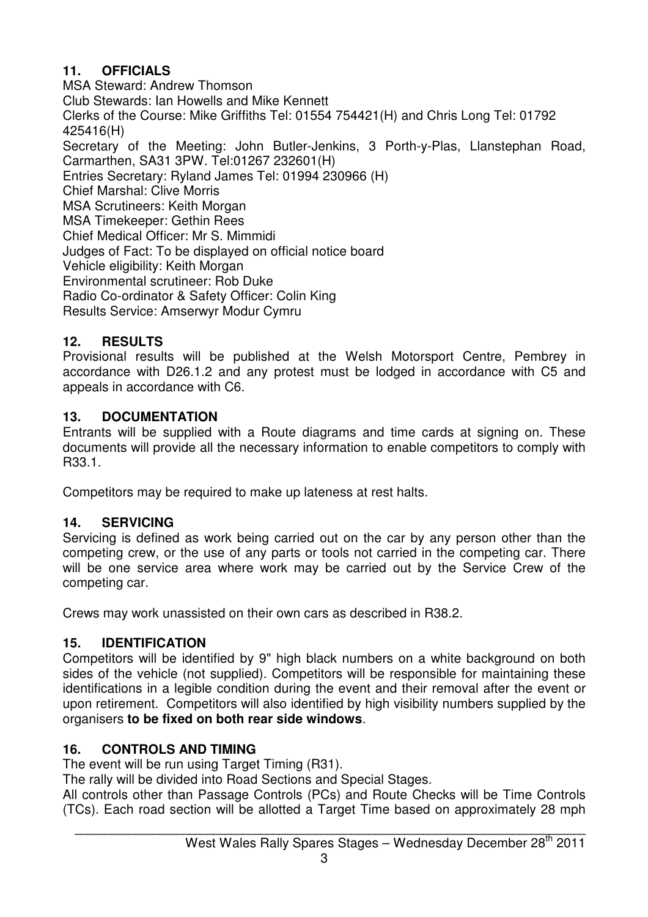## 11. OFFICIALS

MSA Steward: Andrew Thomson
Club Stewards: Ian Howells and Mike Kennett
Clerks of the Course: Mike Griffiths Tel: 01554 754421(H) and Chris Long Tel: 01792 425416(H)
Secretary of the Meeting: John Butler-Jenkins, 3 Porth-y-Plas, Llanstephan Road, Carmarthen, SA31 3PW. Tel:01267 232601(H)
Entries Secretary: Ryland James Tel: 01994 230966 (H)
Chief Marshal: Clive Morris
MSA Scrutineers: Keith Morgan
MSA Timekeeper: Gethin Rees
Chief Medical Officer: Mr S. Mimmidi
Judges of Fact: To be displayed on official notice board
Vehicle eligibility: Keith Morgan
Environmental scrutineer: Rob Duke
Radio Co-ordinator & Safety Officer: Colin King
Results Service: Amserwyr Modur Cymru

## 12. RESULTS

Provisional results will be published at the Welsh Motorsport Centre, Pembrey in accordance with D26.1.2 and any protest must be lodged in accordance with C5 and appeals in accordance with C6.

## 13. DOCUMENTATION

Entrants will be supplied with a Route diagrams and time cards at signing on. These documents will provide all the necessary information to enable competitors to comply with R33.1.

Competitors may be required to make up lateness at rest halts.

## 14. SERVICING

Servicing is defined as work being carried out on the car by any person other than the competing crew, or the use of any parts or tools not carried in the competing car. There will be one service area where work may be carried out by the Service Crew of the competing car.

Crews may work unassisted on their own cars as described in R38.2.

## 15. IDENTIFICATION

Competitors will be identified by 9" high black numbers on a white background on both sides of the vehicle (not supplied). Competitors will be responsible for maintaining these identifications in a legible condition during the event and their removal after the event or upon retirement. Competitors will also identified by high visibility numbers supplied by the organisers **to be fixed on both rear side windows**.

## 16. CONTROLS AND TIMING

The event will be run using Target Timing (R31).
The rally will be divided into Road Sections and Special Stages.
All controls other than Passage Controls (PCs) and Route Checks will be Time Controls (TCs). Each road section will be allotted a Target Time based on approximately 28 mph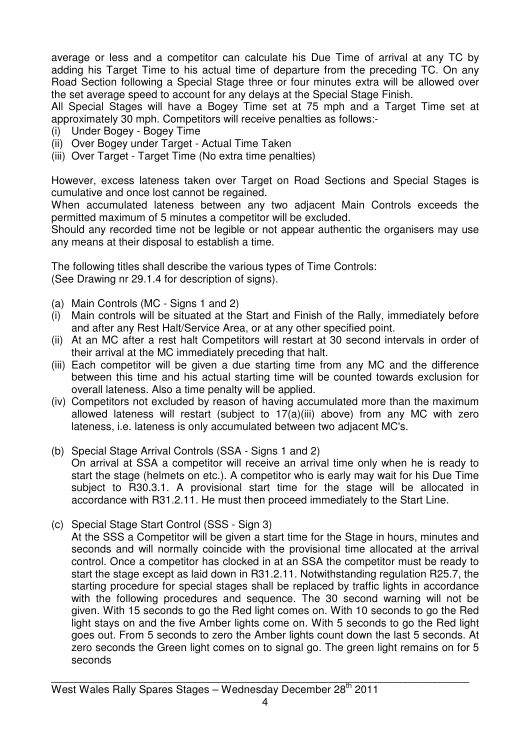average or less and a competitor can calculate his Due Time of arrival at any TC by adding his Target Time to his actual time of departure from the preceding TC. On any Road Section following a Special Stage three or four minutes extra will be allowed over the set average speed to account for any delays at the Special Stage Finish.

All Special Stages will have a Bogey Time set at 75 mph and a Target Time set at approximately 30 mph. Competitors will receive penalties as follows:-

(i) Under Bogey - Bogey Time
(ii) Over Bogey under Target - Actual Time Taken
(iii) Over Target - Target Time (No extra time penalties)

However, excess lateness taken over Target on Road Sections and Special Stages is cumulative and once lost cannot be regained.

When accumulated lateness between any two adjacent Main Controls exceeds the permitted maximum of 5 minutes a competitor will be excluded.

Should any recorded time not be legible or not appear authentic the organisers may use any means at their disposal to establish a time.

The following titles shall describe the various types of Time Controls:
(See Drawing nr 29.1.4 for description of signs).

(a) Main Controls (MC - Signs 1 and 2)

(i) Main controls will be situated at the Start and Finish of the Rally, immediately before and after any Rest Halt/Service Area, or at any other specified point.
(ii) At an MC after a rest halt Competitors will restart at 30 second intervals in order of their arrival at the MC immediately preceding that halt.
(iii) Each competitor will be given a due starting time from any MC and the difference between this time and his actual starting time will be counted towards exclusion for overall lateness. Also a time penalty will be applied.
(iv) Competitors not excluded by reason of having accumulated more than the maximum allowed lateness will restart (subject to 17(a)(iii) above) from any MC with zero lateness, i.e. lateness is only accumulated between two adjacent MC's.

(b) Special Stage Arrival Controls (SSA - Signs 1 and 2)

On arrival at SSA a competitor will receive an arrival time only when he is ready to start the stage (helmets on etc.). A competitor who is early may wait for his Due Time subject to R30.3.1. A provisional start time for the stage will be allocated in accordance with R31.2.11. He must then proceed immediately to the Start Line.

(c) Special Stage Start Control (SSS - Sign 3)

At the SSS a Competitor will be given a start time for the Stage in hours, minutes and seconds and will normally coincide with the provisional time allocated at the arrival control. Once a competitor has clocked in at an SSA the competitor must be ready to start the stage except as laid down in R31.2.11. Notwithstanding regulation R25.7, the starting procedure for special stages shall be replaced by traffic lights in accordance with the following procedures and sequence. The 30 second warning will not be given. With 15 seconds to go the Red light comes on. With 10 seconds to go the Red light stays on and the five Amber lights come on. With 5 seconds to go the Red light goes out. From 5 seconds to zero the Amber lights count down the last 5 seconds. At zero seconds the Green light comes on to signal go. The green light remains on for 5 seconds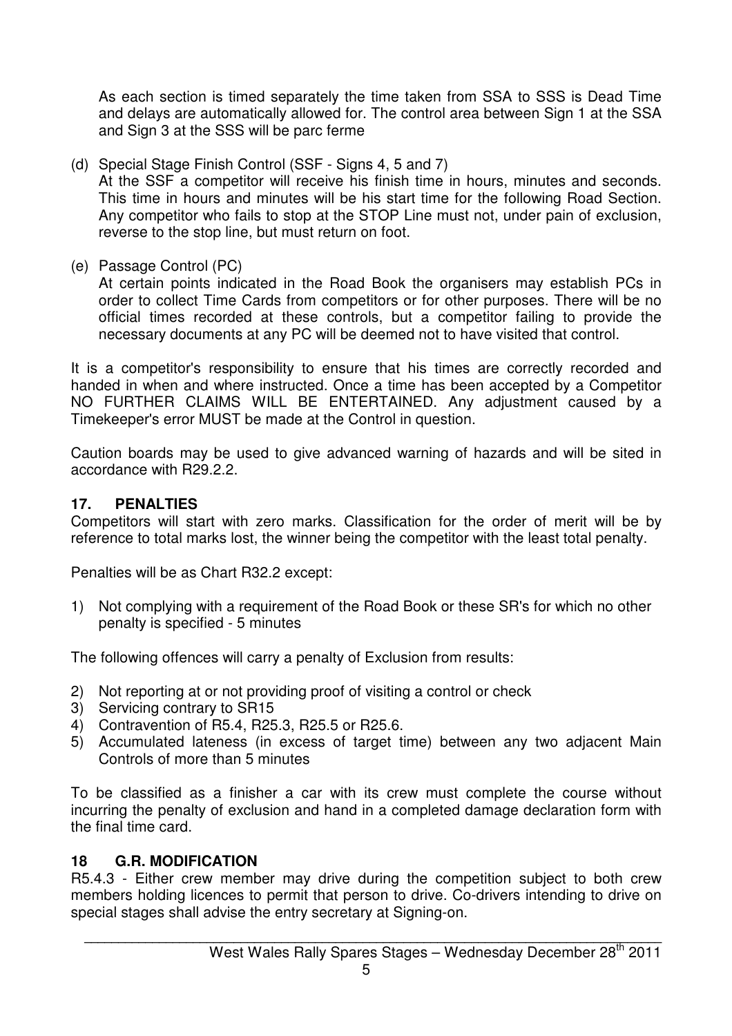As each section is timed separately the time taken from SSA to SSS is Dead Time and delays are automatically allowed for. The control area between Sign 1 at the SSA and Sign 3 at the SSS will be parc ferme

(d) Special Stage Finish Control (SSF - Signs 4, 5 and 7)
At the SSF a competitor will receive his finish time in hours, minutes and seconds. This time in hours and minutes will be his start time for the following Road Section. Any competitor who fails to stop at the STOP Line must not, under pain of exclusion, reverse to the stop line, but must return on foot.

(e) Passage Control (PC)
At certain points indicated in the Road Book the organisers may establish PCs in order to collect Time Cards from competitors or for other purposes. There will be no official times recorded at these controls, but a competitor failing to provide the necessary documents at any PC will be deemed not to have visited that control.

It is a competitor's responsibility to ensure that his times are correctly recorded and handed in when and where instructed. Once a time has been accepted by a Competitor NO FURTHER CLAIMS WILL BE ENTERTAINED. Any adjustment caused by a Timekeeper's error MUST be made at the Control in question.

Caution boards may be used to give advanced warning of hazards and will be sited in accordance with R29.2.2.

## 17. PENALTIES

Competitors will start with zero marks. Classification for the order of merit will be by reference to total marks lost, the winner being the competitor with the least total penalty.

Penalties will be as Chart R32.2 except:

1) Not complying with a requirement of the Road Book or these SR's for which no other penalty is specified - 5 minutes

The following offences will carry a penalty of Exclusion from results:

2) Not reporting at or not providing proof of visiting a control or check
3) Servicing contrary to SR15
4) Contravention of R5.4, R25.3, R25.5 or R25.6.
5) Accumulated lateness (in excess of target time) between any two adjacent Main Controls of more than 5 minutes

To be classified as a finisher a car with its crew must complete the course without incurring the penalty of exclusion and hand in a completed damage declaration form with the final time card.

## 18 G.R. MODIFICATION

R5.4.3 - Either crew member may drive during the competition subject to both crew members holding licences to permit that person to drive. Co-drivers intending to drive on special stages shall advise the entry secretary at Signing-on.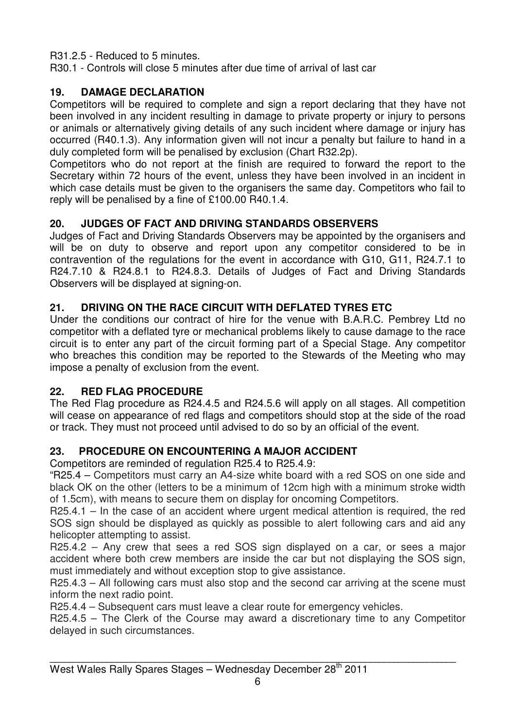R31.2.5 - Reduced to 5 minutes.
R30.1 - Controls will close 5 minutes after due time of arrival of last car

## 19. DAMAGE DECLARATION

Competitors will be required to complete and sign a report declaring that they have not been involved in any incident resulting in damage to private property or injury to persons or animals or alternatively giving details of any such incident where damage or injury has occurred (R40.1.3). Any information given will not incur a penalty but failure to hand in a duly completed form will be penalised by exclusion (Chart R32.2p).

Competitors who do not report at the finish are required to forward the report to the Secretary within 72 hours of the event, unless they have been involved in an incident in which case details must be given to the organisers the same day. Competitors who fail to reply will be penalised by a fine of £100.00 R40.1.4.

## 20. JUDGES OF FACT AND DRIVING STANDARDS OBSERVERS

Judges of Fact and Driving Standards Observers may be appointed by the organisers and will be on duty to observe and report upon any competitor considered to be in contravention of the regulations for the event in accordance with G10, G11, R24.7.1 to R24.7.10 & R24.8.1 to R24.8.3. Details of Judges of Fact and Driving Standards Observers will be displayed at signing-on.

## 21. DRIVING ON THE RACE CIRCUIT WITH DEFLATED TYRES ETC

Under the conditions our contract of hire for the venue with B.A.R.C. Pembrey Ltd no competitor with a deflated tyre or mechanical problems likely to cause damage to the race circuit is to enter any part of the circuit forming part of a Special Stage. Any competitor who breaches this condition may be reported to the Stewards of the Meeting who may impose a penalty of exclusion from the event.

## 22. RED FLAG PROCEDURE

The Red Flag procedure as R24.4.5 and R24.5.6 will apply on all stages. All competition will cease on appearance of red flags and competitors should stop at the side of the road or track. They must not proceed until advised to do so by an official of the event.

## 23. PROCEDURE ON ENCOUNTERING A MAJOR ACCIDENT

Competitors are reminded of regulation R25.4 to R25.4.9:

"R25.4 – Competitors must carry an A4-size white board with a red SOS on one side and black OK on the other (letters to be a minimum of 12cm high with a minimum stroke width of 1.5cm), with means to secure them on display for oncoming Competitors.

R25.4.1 – In the case of an accident where urgent medical attention is required, the red SOS sign should be displayed as quickly as possible to alert following cars and aid any helicopter attempting to assist.

R25.4.2 – Any crew that sees a red SOS sign displayed on a car, or sees a major accident where both crew members are inside the car but not displaying the SOS sign, must immediately and without exception stop to give assistance.

R25.4.3 – All following cars must also stop and the second car arriving at the scene must inform the next radio point.

R25.4.4 – Subsequent cars must leave a clear route for emergency vehicles.

R25.4.5 – The Clerk of the Course may award a discretionary time to any Competitor delayed in such circumstances.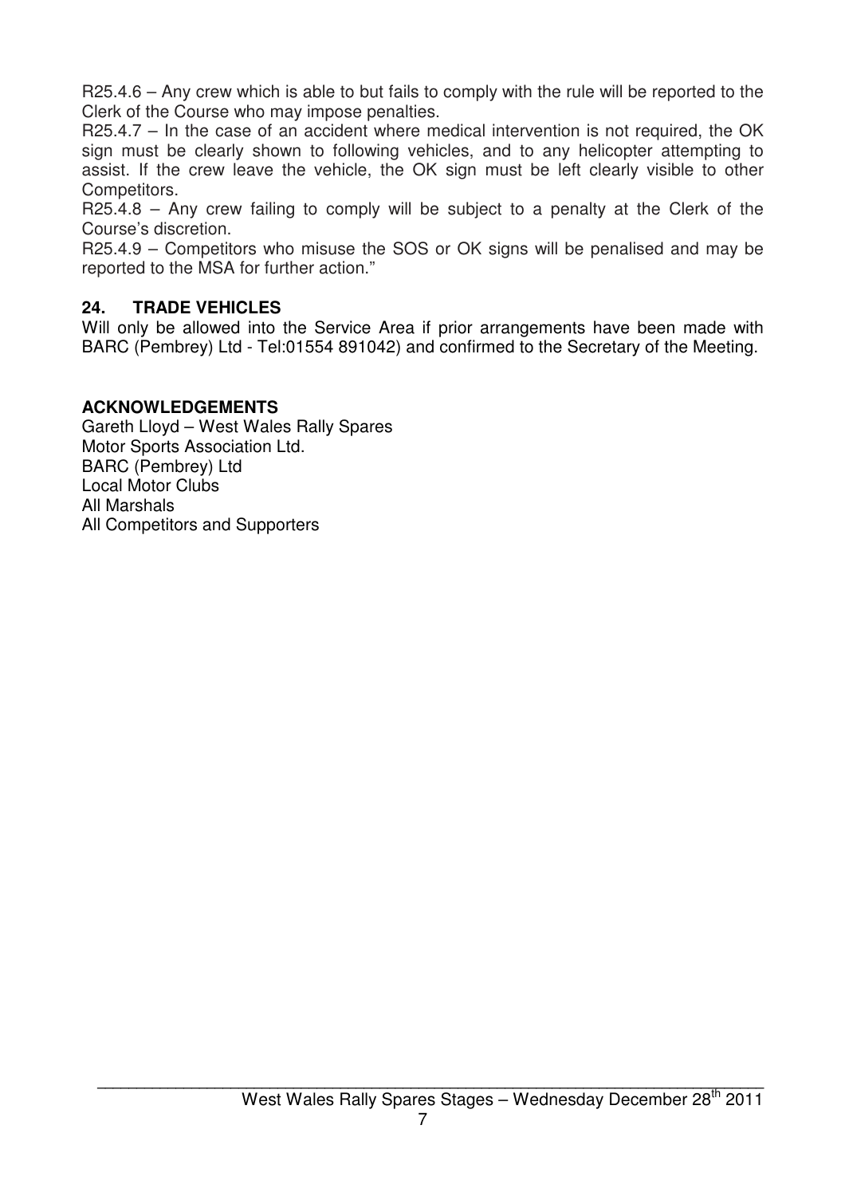R25.4.6 – Any crew which is able to but fails to comply with the rule will be reported to the Clerk of the Course who may impose penalties.
R25.4.7 – In the case of an accident where medical intervention is not required, the OK sign must be clearly shown to following vehicles, and to any helicopter attempting to assist. If the crew leave the vehicle, the OK sign must be left clearly visible to other Competitors.
R25.4.8 – Any crew failing to comply will be subject to a penalty at the Clerk of the Course's discretion.
R25.4.9 – Competitors who misuse the SOS or OK signs will be penalised and may be reported to the MSA for further action."

## 24. TRADE VEHICLES

Will only be allowed into the Service Area if prior arrangements have been made with BARC (Pembrey) Ltd - Tel:01554 891042) and confirmed to the Secretary of the Meeting.

## ACKNOWLEDGEMENTS

Gareth Lloyd – West Wales Rally Spares
Motor Sports Association Ltd.
BARC (Pembrey) Ltd
Local Motor Clubs
All Marshals
All Competitors and Supporters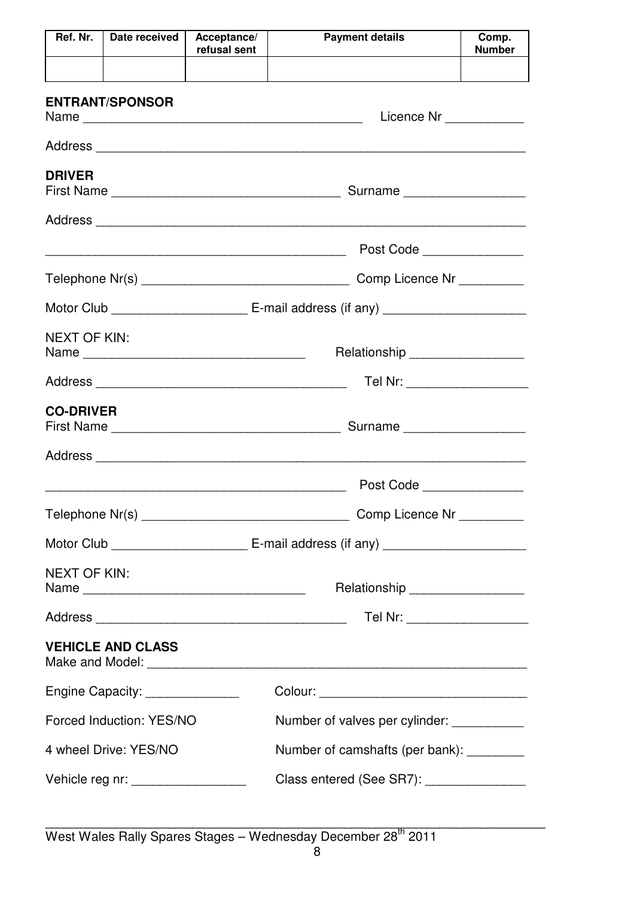| Ref. Nr. | Date received | Acceptance/ refusal sent | Payment details | Comp. Number |
|---|---|---|---|---|
| | | | | |

**ENTRANT/SPONSOR**

Name ________________________________________ Licence Nr ___________

Address ______________________________________________________________

**DRIVER**

First Name ________________________________ Surname _________________

Address ______________________________________________________________

____________________________________________ Post Code ______________

Telephone Nr(s) ______________________________ Comp Licence Nr _________

Motor Club ___________________ E-mail address (if any) ____________________

NEXT OF KIN:

Name _______________________________ Relationship ________________

Address ____________________________________ Tel Nr: _________________

**CO-DRIVER**

First Name ________________________________ Surname _________________

Address ______________________________________________________________

____________________________________________ Post Code ______________

Telephone Nr(s) ______________________________ Comp Licence Nr _________

Motor Club ___________________ E-mail address (if any) ____________________

NEXT OF KIN:

Name _______________________________ Relationship ________________

Address ____________________________________ Tel Nr: _________________

**VEHICLE AND CLASS**

Make and Model: _______________________________________________________

Engine Capacity: _____________ Colour: _____________________________

Forced Induction: YES/NO Number of valves per cylinder: __________

4 wheel Drive: YES/NO Number of camshafts (per bank): ________

Vehicle reg nr: ________________ Class entered (See SR7): ______________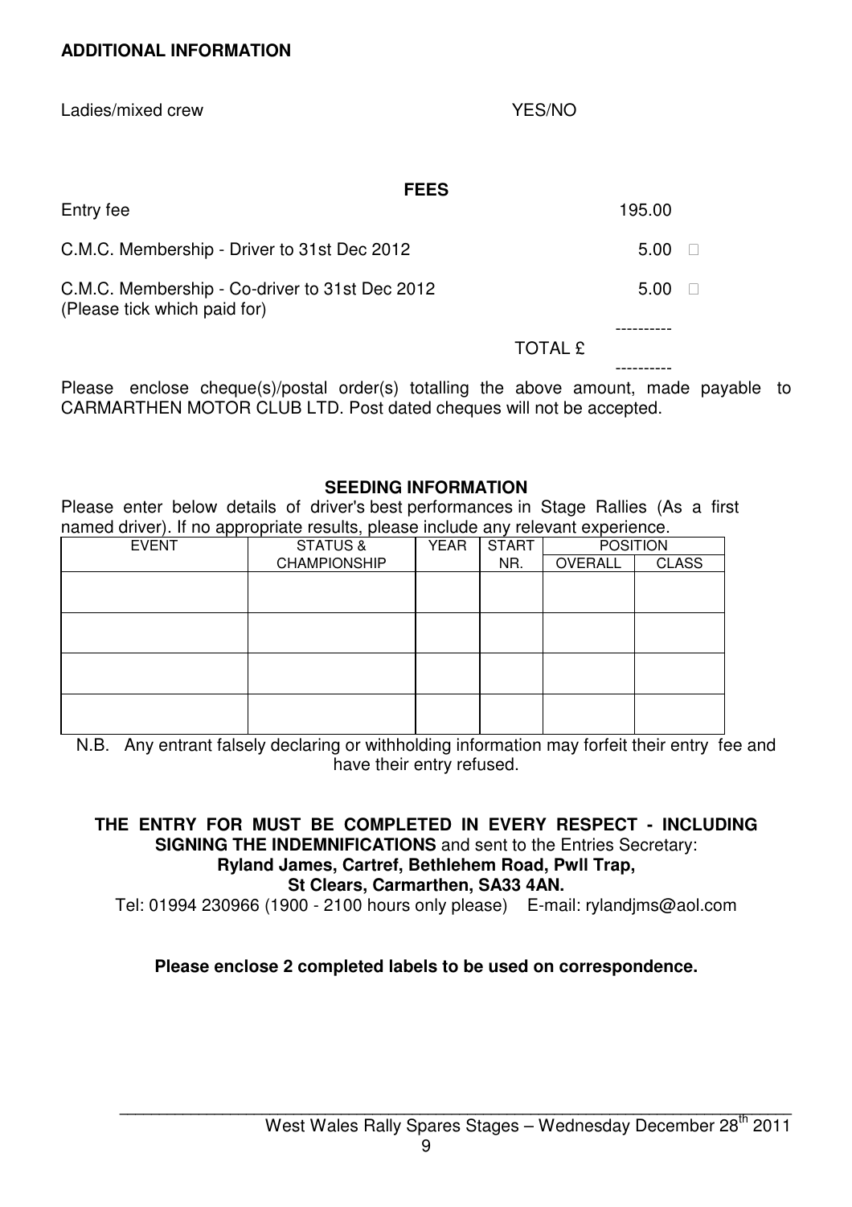**ADDITIONAL INFORMATION**

Ladies/mixed crew YES/NO

**FEES**

| | |
|---|---|
| Entry fee | 195.00 |
| C.M.C. Membership - Driver to 31st Dec 2012 | 5.00 □ |
| C.M.C. Membership - Co-driver to 31st Dec 2012<br>(Please tick which paid for) | 5.00 □ |
| TOTAL £ | |

Please enclose cheque(s)/postal order(s) totalling the above amount, made payable to CARMARTHEN MOTOR CLUB LTD. Post dated cheques will not be accepted.

**SEEDING INFORMATION**

Please enter below details of driver's best performances in Stage Rallies (As a first named driver). If no appropriate results, please include any relevant experience.

| EVENT | STATUS & CHAMPIONSHIP | YEAR | START NR. | POSITION | |
|---|---|---|---|---|---|
| | | | | OVERALL | CLASS |
| | | | | | |
| | | | | | |
| | | | | | |
| | | | | | |

N.B. Any entrant falsely declaring or withholding information may forfeit their entry fee and have their entry refused.

**THE ENTRY FOR MUST BE COMPLETED IN EVERY RESPECT - INCLUDING SIGNING THE INDEMNIFICATIONS** and sent to the Entries Secretary:
**Ryland James, Cartref, Bethlehem Road, Pwll Trap,**
**St Clears, Carmarthen, SA33 4AN.**
Tel: 01994 230966 (1900 - 2100 hours only please) E-mail: rylandjms@aol.com

**Please enclose 2 completed labels to be used on correspondence.**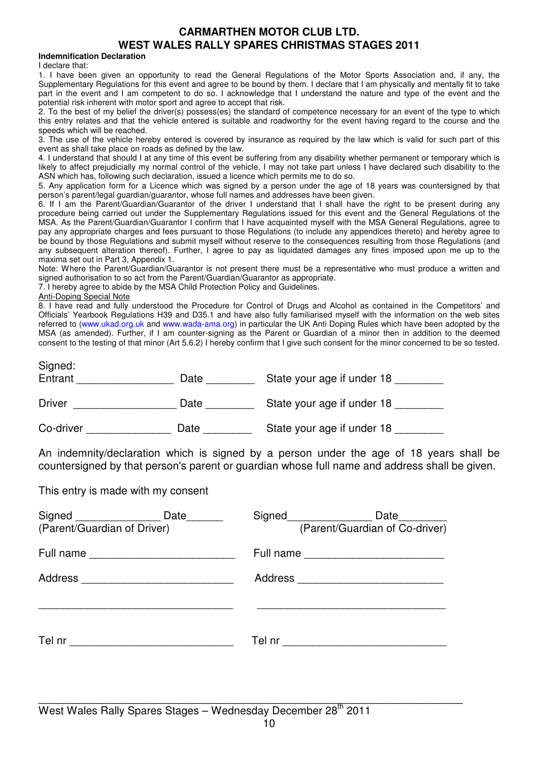# CARMARTHEN MOTOR CLUB LTD.
# WEST WALES RALLY SPARES CHRISTMAS STAGES 2011

**Indemnification Declaration**

I declare that:

1. I have been given an opportunity to read the General Regulations of the Motor Sports Association and, if any, the Supplementary Regulations for this event and agree to be bound by them. I declare that I am physically and mentally fit to take part in the event and I am competent to do so. I acknowledge that I understand the nature and type of the event and the potential risk inherent with motor sport and agree to accept that risk.
2. To the best of my belief the driver(s) possess(es) the standard of competence necessary for an event of the type to which this entry relates and that the vehicle entered is suitable and roadworthy for the event having regard to the course and the speeds which will be reached.
3. The use of the vehicle hereby entered is covered by insurance as required by the law which is valid for such part of this event as shall take place on roads as defined by the law.
4. I understand that should I at any time of this event be suffering from any disability whether permanent or temporary which is likely to affect prejudicially my normal control of the vehicle, I may not take part unless I have declared such disability to the ASN which has, following such declaration, issued a licence which permits me to do so.
5. Any application form for a Licence which was signed by a person under the age of 18 years was countersigned by that person's parent/legal guardian/guarantor, whose full names and addresses have been given.
6. If I am the Parent/Guardian/Guarantor of the driver I understand that I shall have the right to be present during any procedure being carried out under the Supplementary Regulations issued for this event and the General Regulations of the MSA. As the Parent/Guardian/Guarantor I confirm that I have acquainted myself with the MSA General Regulations, agree to pay any appropriate charges and fees pursuant to those Regulations (to include any appendices thereto) and hereby agree to be bound by those Regulations and submit myself without reserve to the consequences resulting from those Regulations (and any subsequent alteration thereof). Further, I agree to pay as liquidated damages any fines imposed upon me up to the maxima set out in Part 3, Appendix 1.

Note: Where the Parent/Guardian/Guarantor is not present there must be a representative who must produce a written and signed authorisation to so act from the Parent/Guardian/Guarantor as appropriate.

7. I hereby agree to abide by the MSA Child Protection Policy and Guidelines.

Anti-Doping Special Note

8. I have read and fully understood the Procedure for Control of Drugs and Alcohol as contained in the Competitors' and Officials' Yearbook Regulations H39 and D35.1 and have also fully familiarised myself with the information on the web sites referred to (www.ukad.org.uk and www.wada-ama.org) in particular the UK Anti Doping Rules which have been adopted by the MSA (as amended). Further, if I am counter-signing as the Parent or Guardian of a minor then in addition to the deemed consent to the testing of that minor (Art 5.6.2) I hereby confirm that I give such consent for the minor concerned to be so tested.

Signed:

Entrant ________________ Date ________ State your age if under 18 ________

Driver _________________ Date ________ State your age if under 18 ________

Co-driver ______________ Date ________ State your age if under 18 ________

An indemnity/declaration which is signed by a person under the age of 18 years shall be countersigned by that person's parent or guardian whose full name and address shall be given.

This entry is made with my consent

Signed ______________ Date______
(Parent/Guardian of Driver)

Full name ________________________

Address _________________________

_________________________________

Tel nr ___________________________

Signed______________ Date________
(Parent/Guardian of Co-driver)

Full name _______________________

Address ________________________

________________________________

Tel nr ___________________________

West Wales Rally Spares Stages – Wednesday December 28th 2011